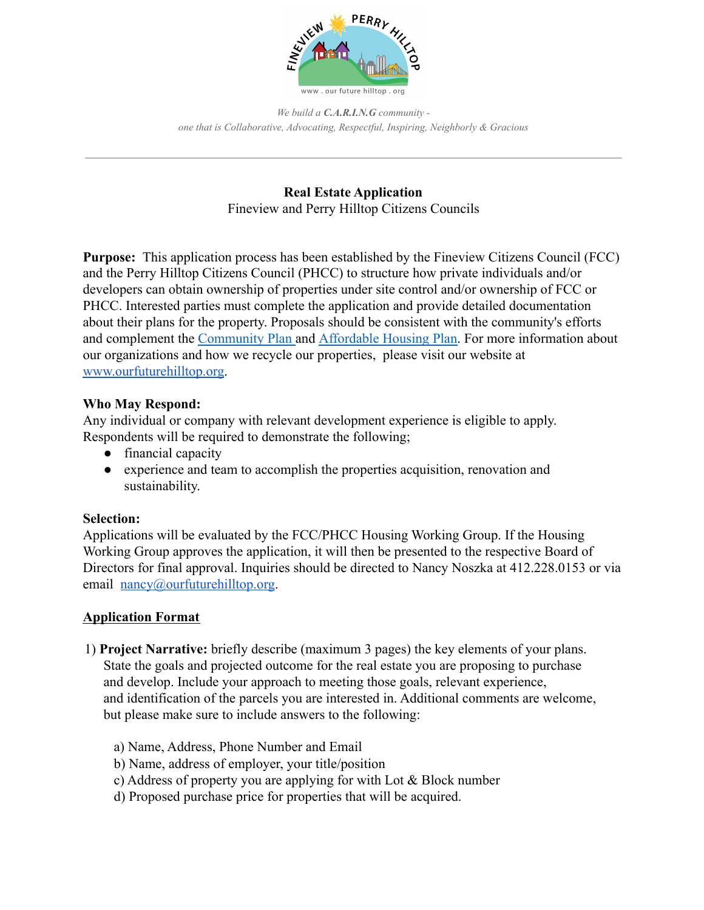*We build a **C.A.R.I.N.G** community -*
*one that is Collaborative, Advocating, Respectful, Inspiring, Neighborly & Gracious*

---

**Real Estate Application**
Fineview and Perry Hilltop Citizens Councils

**Purpose:** This application process has been established by the Fineview Citizens Council (FCC) and the Perry Hilltop Citizens Council (PHCC) to structure how private individuals and/or developers can obtain ownership of properties under site control and/or ownership of FCC or PHCC. Interested parties must complete the application and provide detailed documentation about their plans for the property. Proposals should be consistent with the community's efforts and complement the Community Plan and Affordable Housing Plan. For more information about our organizations and how we recycle our properties, please visit our website at www.ourfuturehilltop.org.

**Who May Respond:**
Any individual or company with relevant development experience is eligible to apply. Respondents will be required to demonstrate the following;

- financial capacity
- experience and team to accomplish the properties acquisition, renovation and sustainability.

**Selection:**
Applications will be evaluated by the FCC/PHCC Housing Working Group. If the Housing Working Group approves the application, it will then be presented to the respective Board of Directors for final approval. Inquiries should be directed to Nancy Noszka at 412.228.0153 or via email nancy@ourfuturehilltop.org.

**Application Format**

1) **Project Narrative:** briefly describe (maximum 3 pages) the key elements of your plans. State the goals and projected outcome for the real estate you are proposing to purchase and develop. Include your approach to meeting those goals, relevant experience, and identification of the parcels you are interested in. Additional comments are welcome, but please make sure to include answers to the following:

   a) Name, Address, Phone Number and Email
   b) Name, address of employer, your title/position
   c) Address of property you are applying for with Lot & Block number
   d) Proposed purchase price for properties that will be acquired.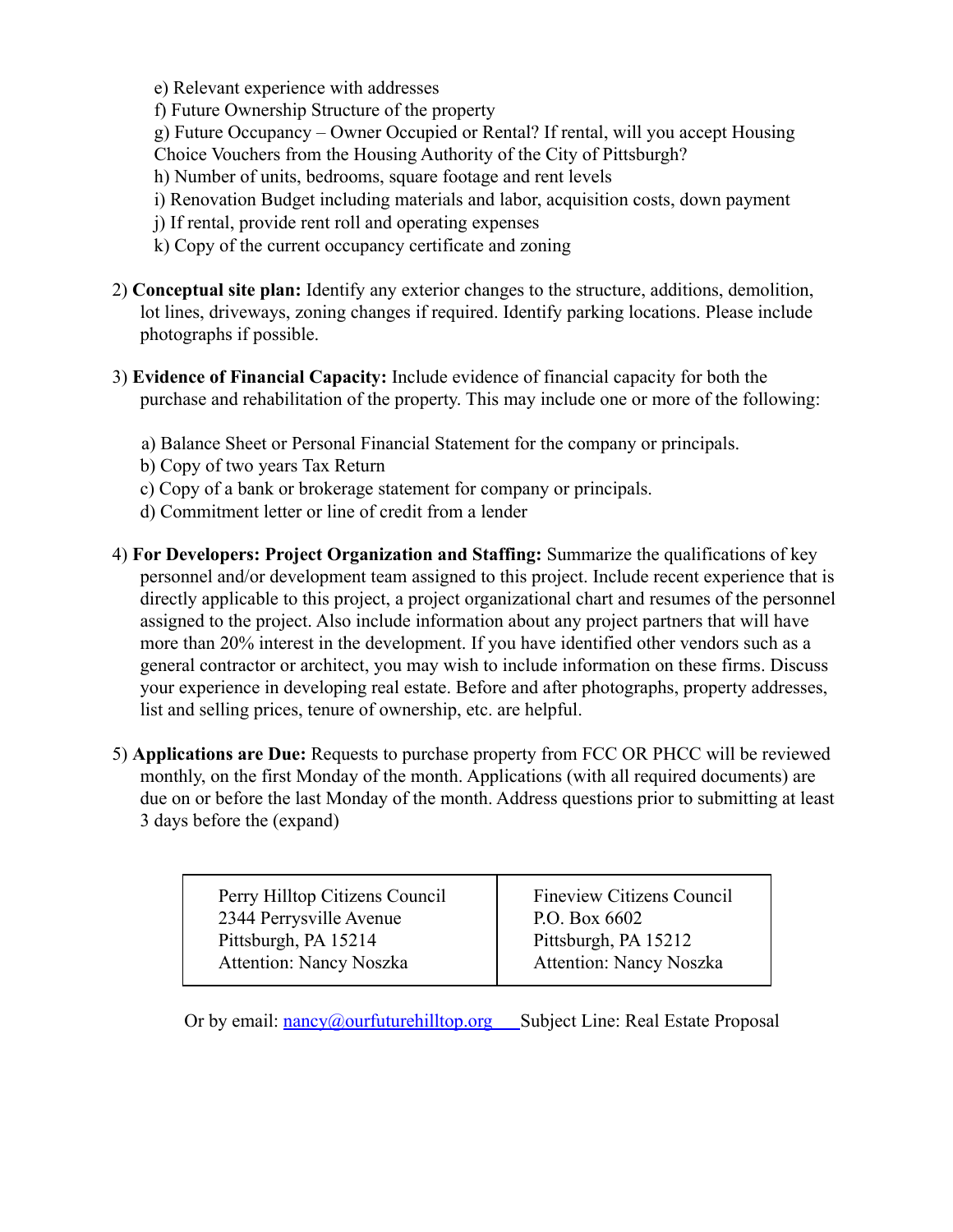e) Relevant experience with addresses
f) Future Ownership Structure of the property
g) Future Occupancy – Owner Occupied or Rental? If rental, will you accept Housing Choice Vouchers from the Housing Authority of the City of Pittsburgh?
h) Number of units, bedrooms, square footage and rent levels
i) Renovation Budget including materials and labor, acquisition costs, down payment
j) If rental, provide rent roll and operating expenses
k) Copy of the current occupancy certificate and zoning

2) **Conceptual site plan:** Identify any exterior changes to the structure, additions, demolition, lot lines, driveways, zoning changes if required. Identify parking locations. Please include photographs if possible.

3) **Evidence of Financial Capacity:** Include evidence of financial capacity for both the purchase and rehabilitation of the property. This may include one or more of the following:

   a) Balance Sheet or Personal Financial Statement for the company or principals.
   b) Copy of two years Tax Return
   c) Copy of a bank or brokerage statement for company or principals.
   d) Commitment letter or line of credit from a lender

4) **For Developers: Project Organization and Staffing:** Summarize the qualifications of key personnel and/or development team assigned to this project. Include recent experience that is directly applicable to this project, a project organizational chart and resumes of the personnel assigned to the project. Also include information about any project partners that will have more than 20% interest in the development. If you have identified other vendors such as a general contractor or architect, you may wish to include information on these firms. Discuss your experience in developing real estate. Before and after photographs, property addresses, list and selling prices, tenure of ownership, etc. are helpful.

5) **Applications are Due:** Requests to purchase property from FCC OR PHCC will be reviewed monthly, on the first Monday of the month. Applications (with all required documents) are due on or before the last Monday of the month. Address questions prior to submitting at least 3 days before the (expand)

| Perry Hilltop Citizens Council<br>2344 Perrysville Avenue<br>Pittsburgh, PA 15214<br>Attention: Nancy Noszka | Fineview Citizens Council<br>P.O. Box 6602<br>Pittsburgh, PA 15212<br>Attention: Nancy Noszka |
|---|---|

Or by email: nancy@ourfuturehilltop.org Subject Line: Real Estate Proposal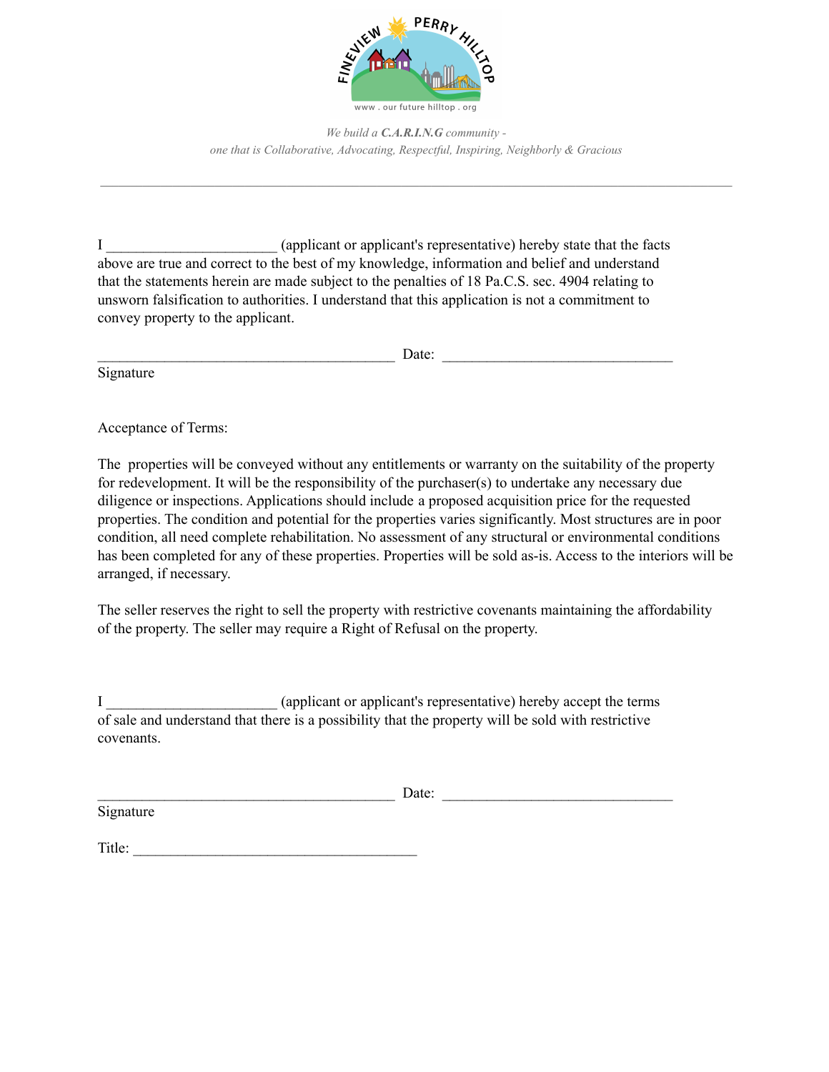FINEVIEW PERRY HILLTOP

www . our future hilltop . org

*We build a **C.A.R.I.N.G** community -*
*one that is Collaborative, Advocating, Respectful, Inspiring, Neighborly & Gracious*

---

I ______________________ (applicant or applicant's representative) hereby state that the facts above are true and correct to the best of my knowledge, information and belief and understand that the statements herein are made subject to the penalties of 18 Pa.C.S. sec. 4904 relating to unsworn falsification to authorities. I understand that this application is not a commitment to convey property to the applicant.

_______________________________________ Date: ______________________________
Signature

Acceptance of Terms:

The properties will be conveyed without any entitlements or warranty on the suitability of the property for redevelopment. It will be the responsibility of the purchaser(s) to undertake any necessary due diligence or inspections. Applications should include a proposed acquisition price for the requested properties. The condition and potential for the properties varies significantly. Most structures are in poor condition, all need complete rehabilitation. No assessment of any structural or environmental conditions has been completed for any of these properties. Properties will be sold as-is. Access to the interiors will be arranged, if necessary.

The seller reserves the right to sell the property with restrictive covenants maintaining the affordability of the property. The seller may require a Right of Refusal on the property.

I ______________________ (applicant or applicant's representative) hereby accept the terms of sale and understand that there is a possibility that the property will be sold with restrictive covenants.

_______________________________________ Date: ______________________________
Signature

Title: _____________________________________